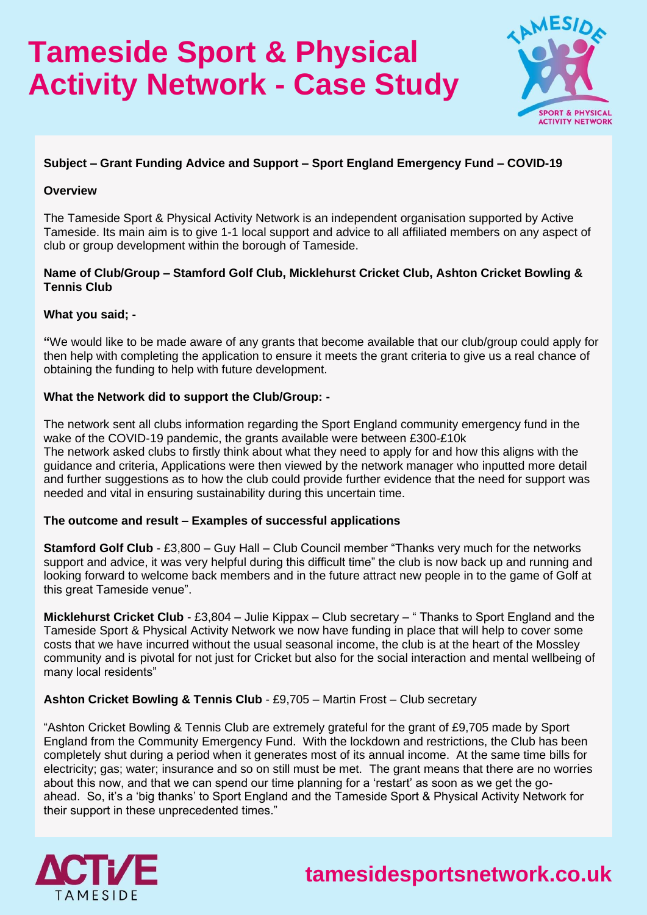# Tameside Sport & Physical Activity Network - Case Study

**Subject – Grant Funding Advice and Support – Sport England Emergency Fund – COVID-19**

**Overview**

The Tameside Sport & Physical Activity Network is an independent organisation supported by Active Tameside. Its main aim is to give 1-1 local support and advice to all affiliated members on any aspect of club or group development within the borough of Tameside.

**Name of Club/Group – Stamford Golf Club, Micklehurst Cricket Club, Ashton Cricket Bowling & Tennis Club**

**What you said; -**

**"**We would like to be made aware of any grants that become available that our club/group could apply for then help with completing the application to ensure it meets the grant criteria to give us a real chance of obtaining the funding to help with future development.

**What the Network did to support the Club/Group: -**

The network sent all clubs information regarding the Sport England community emergency fund in the wake of the COVID-19 pandemic, the grants available were between £300-£10k
The network asked clubs to firstly think about what they need to apply for and how this aligns with the guidance and criteria, Applications were then viewed by the network manager who inputted more detail and further suggestions as to how the club could provide further evidence that the need for support was needed and vital in ensuring sustainability during this uncertain time.

**The outcome and result – Examples of successful applications**

**Stamford Golf Club** - £3,800 – Guy Hall – Club Council member "Thanks very much for the networks support and advice, it was very helpful during this difficult time" the club is now back up and running and looking forward to welcome back members and in the future attract new people in to the game of Golf at this great Tameside venue".

**Micklehurst Cricket Club** - £3,804 – Julie Kippax – Club secretary – " Thanks to Sport England and the Tameside Sport & Physical Activity Network we now have funding in place that will help to cover some costs that we have incurred without the usual seasonal income, the club is at the heart of the Mossley community and is pivotal for not just for Cricket but also for the social interaction and mental wellbeing of many local residents"

**Ashton Cricket Bowling & Tennis Club** - £9,705 – Martin Frost – Club secretary

"Ashton Cricket Bowling & Tennis Club are extremely grateful for the grant of £9,705 made by Sport England from the Community Emergency Fund. With the lockdown and restrictions, the Club has been completely shut during a period when it generates most of its annual income. At the same time bills for electricity; gas; water; insurance and so on still must be met. The grant means that there are no worries about this now, and that we can spend our time planning for a 'restart' as soon as we get the go-ahead. So, it's a 'big thanks' to Sport England and the Tameside Sport & Physical Activity Network for their support in these unprecedented times."

**tamesidesportsnetwork.co.uk**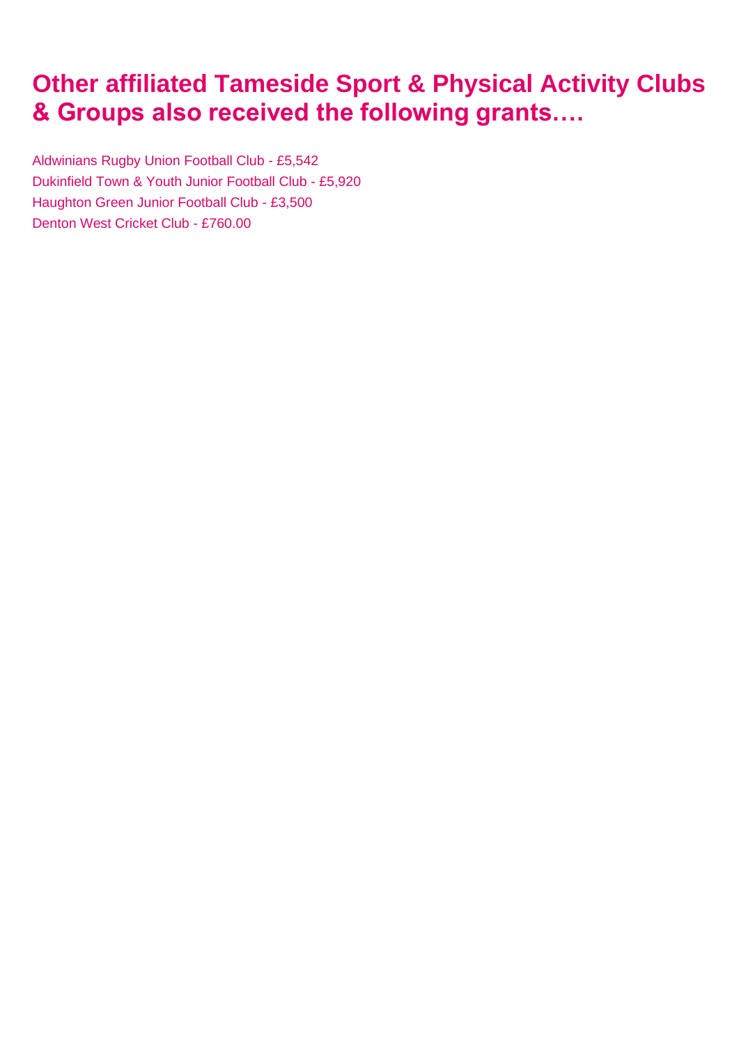## Other affiliated Tameside Sport & Physical Activity Clubs & Groups also received the following grants….

Aldwinians Rugby Union Football Club - £5,542
Dukinfield Town & Youth Junior Football Club - £5,920
Haughton Green Junior Football Club - £3,500
Denton West Cricket Club - £760.00